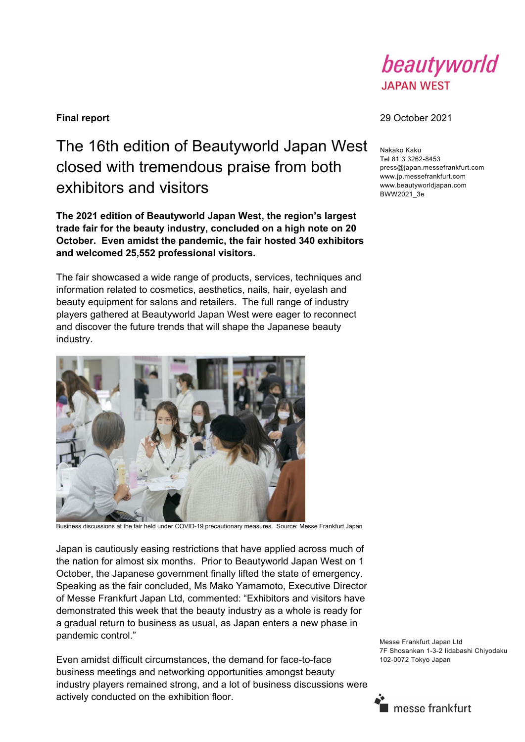beautyworld
JAPAN WEST

**Final report**

29 October 2021

Nakako Kaku
Tel 81 3 3262-8453
press@japan.messefrankfurt.com
www.jp.messefrankfurt.com
www.beautyworldjapan.com
BWW2021_3e

# The 16th edition of Beautyworld Japan West closed with tremendous praise from both exhibitors and visitors

**The 2021 edition of Beautyworld Japan West, the region's largest trade fair for the beauty industry, concluded on a high note on 20 October. Even amidst the pandemic, the fair hosted 340 exhibitors and welcomed 25,552 professional visitors.**

The fair showcased a wide range of products, services, techniques and information related to cosmetics, aesthetics, nails, hair, eyelash and beauty equipment for salons and retailers. The full range of industry players gathered at Beautyworld Japan West were eager to reconnect and discover the future trends that will shape the Japanese beauty industry.

Business discussions at the fair held under COVID-19 precautionary measures. Source: Messe Frankfurt Japan

Japan is cautiously easing restrictions that have applied across much of the nation for almost six months. Prior to Beautyworld Japan West on 1 October, the Japanese government finally lifted the state of emergency. Speaking as the fair concluded, Ms Mako Yamamoto, Executive Director of Messe Frankfurt Japan Ltd, commented: "Exhibitors and visitors have demonstrated this week that the beauty industry as a whole is ready for a gradual return to business as usual, as Japan enters a new phase in pandemic control."

Even amidst difficult circumstances, the demand for face-to-face business meetings and networking opportunities amongst beauty industry players remained strong, and a lot of business discussions were actively conducted on the exhibition floor.

Messe Frankfurt Japan Ltd
7F Shosankan 1-3-2 Iidabashi Chiyodaku
102-0072 Tokyo Japan

messe frankfurt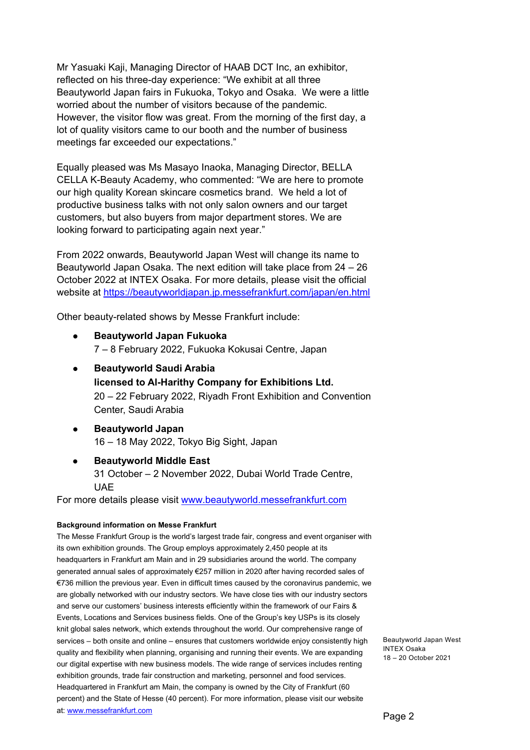Mr Yasuaki Kaji, Managing Director of HAAB DCT Inc, an exhibitor, reflected on his three-day experience: "We exhibit at all three Beautyworld Japan fairs in Fukuoka, Tokyo and Osaka. We were a little worried about the number of visitors because of the pandemic. However, the visitor flow was great. From the morning of the first day, a lot of quality visitors came to our booth and the number of business meetings far exceeded our expectations."

Equally pleased was Ms Masayo Inaoka, Managing Director, BELLA CELLA K-Beauty Academy, who commented: "We are here to promote our high quality Korean skincare cosmetics brand. We held a lot of productive business talks with not only salon owners and our target customers, but also buyers from major department stores. We are looking forward to participating again next year."

From 2022 onwards, Beautyworld Japan West will change its name to Beautyworld Japan Osaka. The next edition will take place from 24 – 26 October 2022 at INTEX Osaka. For more details, please visit the official website at https://beautyworldjapan.jp.messefrankfurt.com/japan/en.html

Other beauty-related shows by Messe Frankfurt include:

- **Beautyworld Japan Fukuoka**
  7 – 8 February 2022, Fukuoka Kokusai Centre, Japan
- **Beautyworld Saudi Arabia**
  **licensed to Al-Harithy Company for Exhibitions Ltd.**
  20 – 22 February 2022, Riyadh Front Exhibition and Convention Center, Saudi Arabia
- **Beautyworld Japan**
  16 – 18 May 2022, Tokyo Big Sight, Japan
- **Beautyworld Middle East**
  31 October – 2 November 2022, Dubai World Trade Centre, UAE

For more details please visit www.beautyworld.messefrankfurt.com

**Background information on Messe Frankfurt**

The Messe Frankfurt Group is the world's largest trade fair, congress and event organiser with its own exhibition grounds. The Group employs approximately 2,450 people at its headquarters in Frankfurt am Main and in 29 subsidiaries around the world. The company generated annual sales of approximately €257 million in 2020 after having recorded sales of €736 million the previous year. Even in difficult times caused by the coronavirus pandemic, we are globally networked with our industry sectors. We have close ties with our industry sectors and serve our customers' business interests efficiently within the framework of our Fairs & Events, Locations and Services business fields. One of the Group's key USPs is its closely knit global sales network, which extends throughout the world. Our comprehensive range of services – both onsite and online – ensures that customers worldwide enjoy consistently high quality and flexibility when planning, organising and running their events. We are expanding our digital expertise with new business models. The wide range of services includes renting exhibition grounds, trade fair construction and marketing, personnel and food services. Headquartered in Frankfurt am Main, the company is owned by the City of Frankfurt (60 percent) and the State of Hesse (40 percent). For more information, please visit our website at: www.messefrankfurt.com